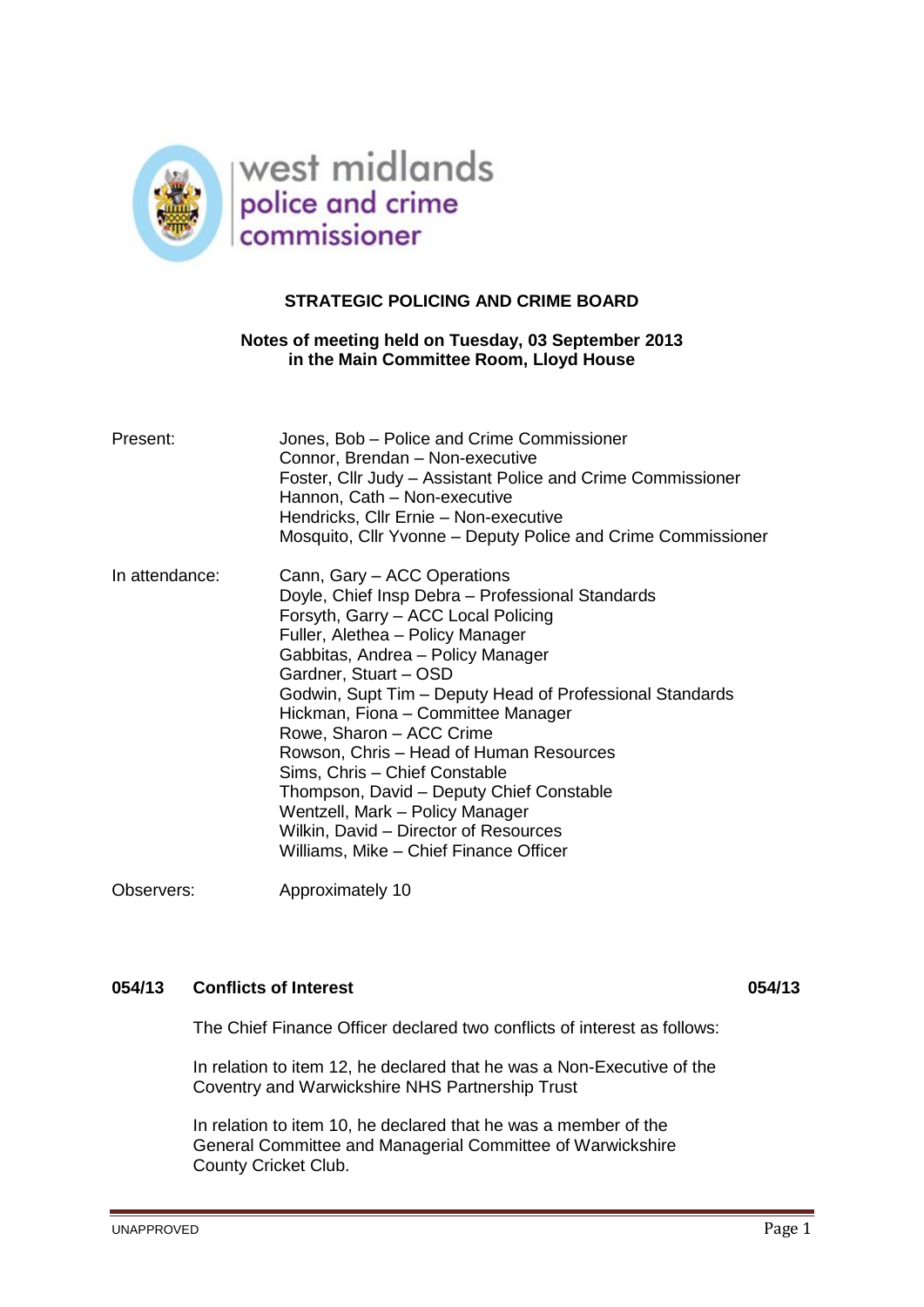west midlands
police and crime
commissioner

# STRATEGIC POLICING AND CRIME BOARD

**Notes of meeting held on Tuesday, 03 September 2013**
**in the Main Committee Room, Lloyd House**

| | |
|---|---|
| Present: | Jones, Bob – Police and Crime Commissioner<br>Connor, Brendan – Non-executive<br>Foster, Cllr Judy – Assistant Police and Crime Commissioner<br>Hannon, Cath – Non-executive<br>Hendricks, Cllr Ernie – Non-executive<br>Mosquito, Cllr Yvonne – Deputy Police and Crime Commissioner |
| In attendance: | Cann, Gary – ACC Operations<br>Doyle, Chief Insp Debra – Professional Standards<br>Forsyth, Garry – ACC Local Policing<br>Fuller, Alethea – Policy Manager<br>Gabbitas, Andrea – Policy Manager<br>Gardner, Stuart – OSD<br>Godwin, Supt Tim – Deputy Head of Professional Standards<br>Hickman, Fiona – Committee Manager<br>Rowe, Sharon – ACC Crime<br>Rowson, Chris – Head of Human Resources<br>Sims, Chris – Chief Constable<br>Thompson, David – Deputy Chief Constable<br>Wentzell, Mark – Policy Manager<br>Wilkin, David – Director of Resources<br>Williams, Mike – Chief Finance Officer |
| Observers: | Approximately 10 |

## 054/13 Conflicts of Interest 054/13

The Chief Finance Officer declared two conflicts of interest as follows:

In relation to item 12, he declared that he was a Non-Executive of the Coventry and Warwickshire NHS Partnership Trust

In relation to item 10, he declared that he was a member of the General Committee and Managerial Committee of Warwickshire County Cricket Club.

UNAPPROVED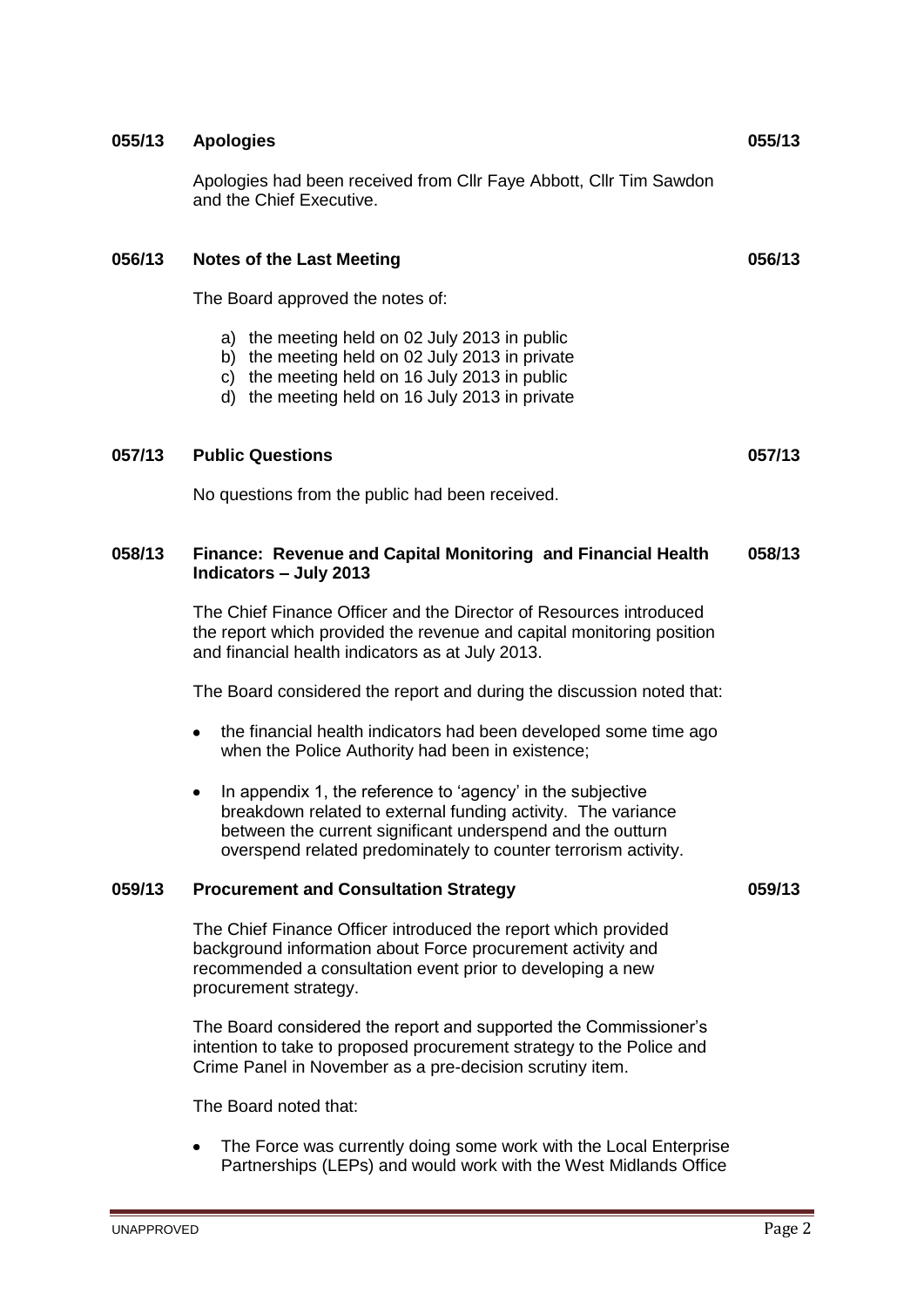## 055/13 Apologies

Apologies had been received from Cllr Faye Abbott, Cllr Tim Sawdon and the Chief Executive.

## 056/13 Notes of the Last Meeting

The Board approved the notes of:

a) the meeting held on 02 July 2013 in public
b) the meeting held on 02 July 2013 in private
c) the meeting held on 16 July 2013 in public
d) the meeting held on 16 July 2013 in private

## 057/13 Public Questions

No questions from the public had been received.

## 058/13 Finance: Revenue and Capital Monitoring and Financial Health Indicators – July 2013

The Chief Finance Officer and the Director of Resources introduced the report which provided the revenue and capital monitoring position and financial health indicators as at July 2013.

The Board considered the report and during the discussion noted that:

- the financial health indicators had been developed some time ago when the Police Authority had been in existence;
- In appendix 1, the reference to 'agency' in the subjective breakdown related to external funding activity. The variance between the current significant underspend and the outturn overspend related predominately to counter terrorism activity.

## 059/13 Procurement and Consultation Strategy

The Chief Finance Officer introduced the report which provided background information about Force procurement activity and recommended a consultation event prior to developing a new procurement strategy.

The Board considered the report and supported the Commissioner's intention to take to proposed procurement strategy to the Police and Crime Panel in November as a pre-decision scrutiny item.

The Board noted that:

- The Force was currently doing some work with the Local Enterprise Partnerships (LEPs) and would work with the West Midlands Office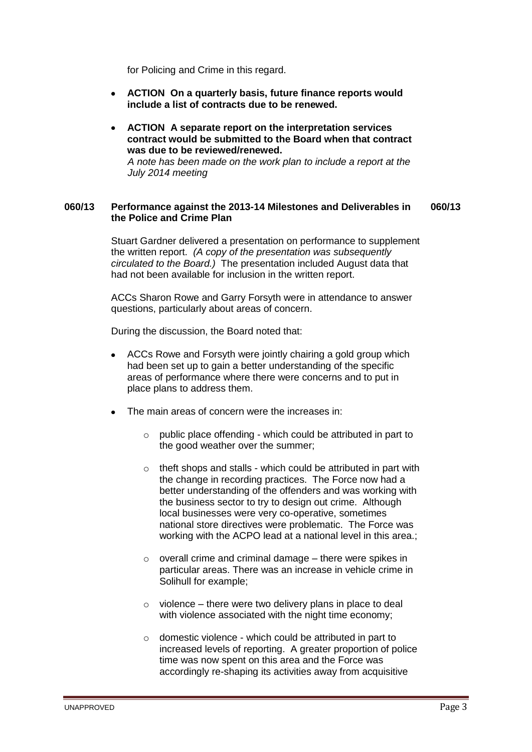for Policing and Crime in this regard.

- **ACTION On a quarterly basis, future finance reports would include a list of contracts due to be renewed.**
- **ACTION A separate report on the interpretation services contract would be submitted to the Board when that contract was due to be reviewed/renewed.**
  *A note has been made on the work plan to include a report at the July 2014 meeting*

## 060/13 Performance against the 2013-14 Milestones and Deliverables in the Police and Crime Plan 060/13

Stuart Gardner delivered a presentation on performance to supplement the written report. *(A copy of the presentation was subsequently circulated to the Board.)* The presentation included August data that had not been available for inclusion in the written report.

ACCs Sharon Rowe and Garry Forsyth were in attendance to answer questions, particularly about areas of concern.

During the discussion, the Board noted that:

- ACCs Rowe and Forsyth were jointly chairing a gold group which had been set up to gain a better understanding of the specific areas of performance where there were concerns and to put in place plans to address them.
- The main areas of concern were the increases in:
  - public place offending - which could be attributed in part to the good weather over the summer;
  - theft shops and stalls - which could be attributed in part with the change in recording practices. The Force now had a better understanding of the offenders and was working with the business sector to try to design out crime. Although local businesses were very co-operative, sometimes national store directives were problematic. The Force was working with the ACPO lead at a national level in this area.;
  - overall crime and criminal damage – there were spikes in particular areas. There was an increase in vehicle crime in Solihull for example;
  - violence – there were two delivery plans in place to deal with violence associated with the night time economy;
  - domestic violence - which could be attributed in part to increased levels of reporting. A greater proportion of police time was now spent on this area and the Force was accordingly re-shaping its activities away from acquisitive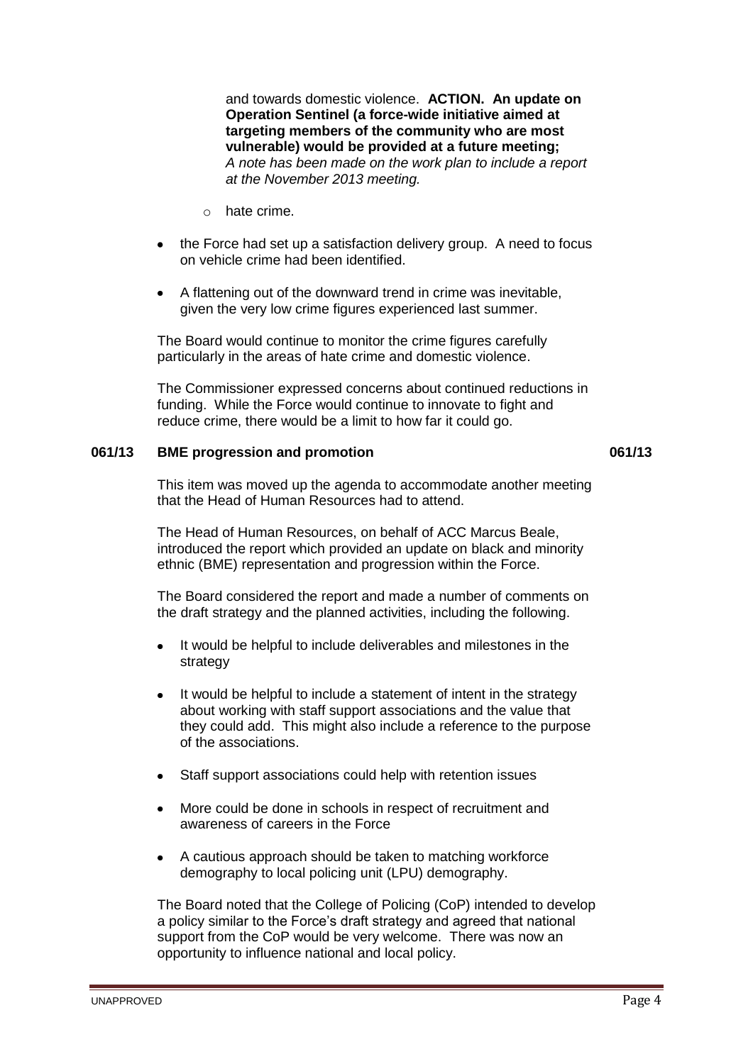and towards domestic violence. **ACTION. An update on Operation Sentinel (a force-wide initiative aimed at targeting members of the community who are most vulnerable) would be provided at a future meeting;** *A note has been made on the work plan to include a report at the November 2013 meeting.*

  - hate crime.

- the Force had set up a satisfaction delivery group. A need to focus on vehicle crime had been identified.
- A flattening out of the downward trend in crime was inevitable, given the very low crime figures experienced last summer.

The Board would continue to monitor the crime figures carefully particularly in the areas of hate crime and domestic violence.

The Commissioner expressed concerns about continued reductions in funding. While the Force would continue to innovate to fight and reduce crime, there would be a limit to how far it could go.

**061/13 BME progression and promotion 061/13**

This item was moved up the agenda to accommodate another meeting that the Head of Human Resources had to attend.

The Head of Human Resources, on behalf of ACC Marcus Beale, introduced the report which provided an update on black and minority ethnic (BME) representation and progression within the Force.

The Board considered the report and made a number of comments on the draft strategy and the planned activities, including the following.

- It would be helpful to include deliverables and milestones in the strategy
- It would be helpful to include a statement of intent in the strategy about working with staff support associations and the value that they could add. This might also include a reference to the purpose of the associations.
- Staff support associations could help with retention issues
- More could be done in schools in respect of recruitment and awareness of careers in the Force
- A cautious approach should be taken to matching workforce demography to local policing unit (LPU) demography.

The Board noted that the College of Policing (CoP) intended to develop a policy similar to the Force's draft strategy and agreed that national support from the CoP would be very welcome. There was now an opportunity to influence national and local policy.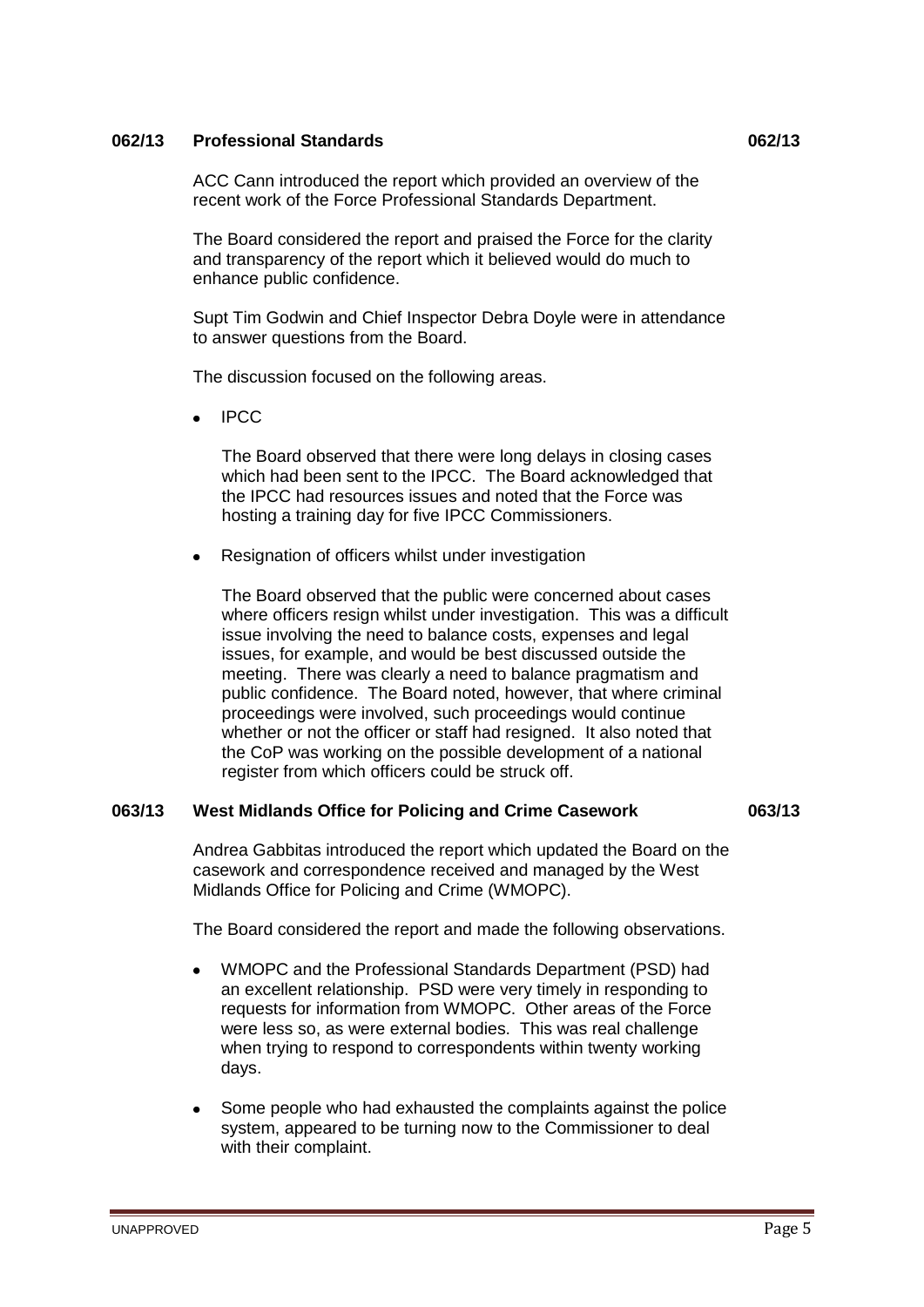## 062/13 Professional Standards 062/13

ACC Cann introduced the report which provided an overview of the recent work of the Force Professional Standards Department.

The Board considered the report and praised the Force for the clarity and transparency of the report which it believed would do much to enhance public confidence.

Supt Tim Godwin and Chief Inspector Debra Doyle were in attendance to answer questions from the Board.

The discussion focused on the following areas.

- IPCC

  The Board observed that there were long delays in closing cases which had been sent to the IPCC. The Board acknowledged that the IPCC had resources issues and noted that the Force was hosting a training day for five IPCC Commissioners.

- Resignation of officers whilst under investigation

  The Board observed that the public were concerned about cases where officers resign whilst under investigation. This was a difficult issue involving the need to balance costs, expenses and legal issues, for example, and would be best discussed outside the meeting. There was clearly a need to balance pragmatism and public confidence. The Board noted, however, that where criminal proceedings were involved, such proceedings would continue whether or not the officer or staff had resigned. It also noted that the CoP was working on the possible development of a national register from which officers could be struck off.

## 063/13 West Midlands Office for Policing and Crime Casework 063/13

Andrea Gabbitas introduced the report which updated the Board on the casework and correspondence received and managed by the West Midlands Office for Policing and Crime (WMOPC).

The Board considered the report and made the following observations.

- WMOPC and the Professional Standards Department (PSD) had an excellent relationship. PSD were very timely in responding to requests for information from WMOPC. Other areas of the Force were less so, as were external bodies. This was real challenge when trying to respond to correspondents within twenty working days.

- Some people who had exhausted the complaints against the police system, appeared to be turning now to the Commissioner to deal with their complaint.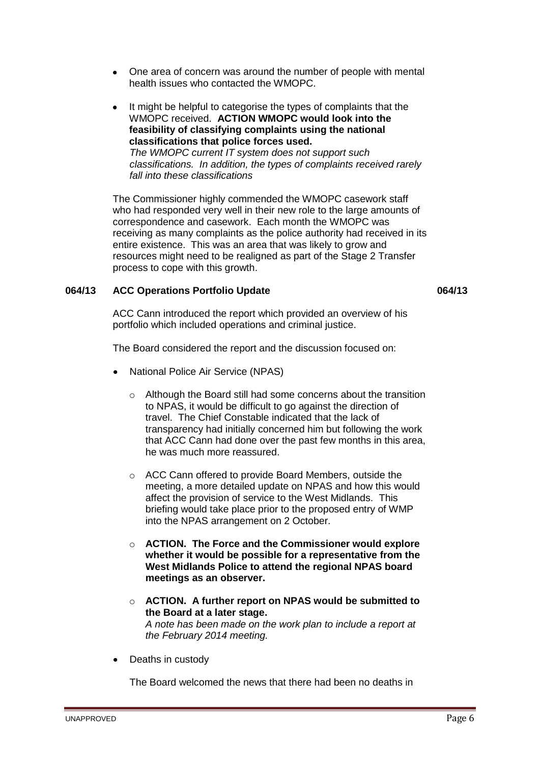- One area of concern was around the number of people with mental health issues who contacted the WMOPC.
- It might be helpful to categorise the types of complaints that the WMOPC received. **ACTION WMOPC would look into the feasibility of classifying complaints using the national classifications that police forces used.**
  *The WMOPC current IT system does not support such classifications. In addition, the types of complaints received rarely fall into these classifications*

The Commissioner highly commended the WMOPC casework staff who had responded very well in their new role to the large amounts of correspondence and casework. Each month the WMOPC was receiving as many complaints as the police authority had received in its entire existence. This was an area that was likely to grow and resources might need to be realigned as part of the Stage 2 Transfer process to cope with this growth.

## 064/13 ACC Operations Portfolio Update 064/13

ACC Cann introduced the report which provided an overview of his portfolio which included operations and criminal justice.

The Board considered the report and the discussion focused on:

- National Police Air Service (NPAS)
  - Although the Board still had some concerns about the transition to NPAS, it would be difficult to go against the direction of travel. The Chief Constable indicated that the lack of transparency had initially concerned him but following the work that ACC Cann had done over the past few months in this area, he was much more reassured.
  - ACC Cann offered to provide Board Members, outside the meeting, a more detailed update on NPAS and how this would affect the provision of service to the West Midlands. This briefing would take place prior to the proposed entry of WMP into the NPAS arrangement on 2 October.
  - **ACTION. The Force and the Commissioner would explore whether it would be possible for a representative from the West Midlands Police to attend the regional NPAS board meetings as an observer.**
  - **ACTION. A further report on NPAS would be submitted to the Board at a later stage.**
    *A note has been made on the work plan to include a report at the February 2014 meeting.*
- Deaths in custody

  The Board welcomed the news that there had been no deaths in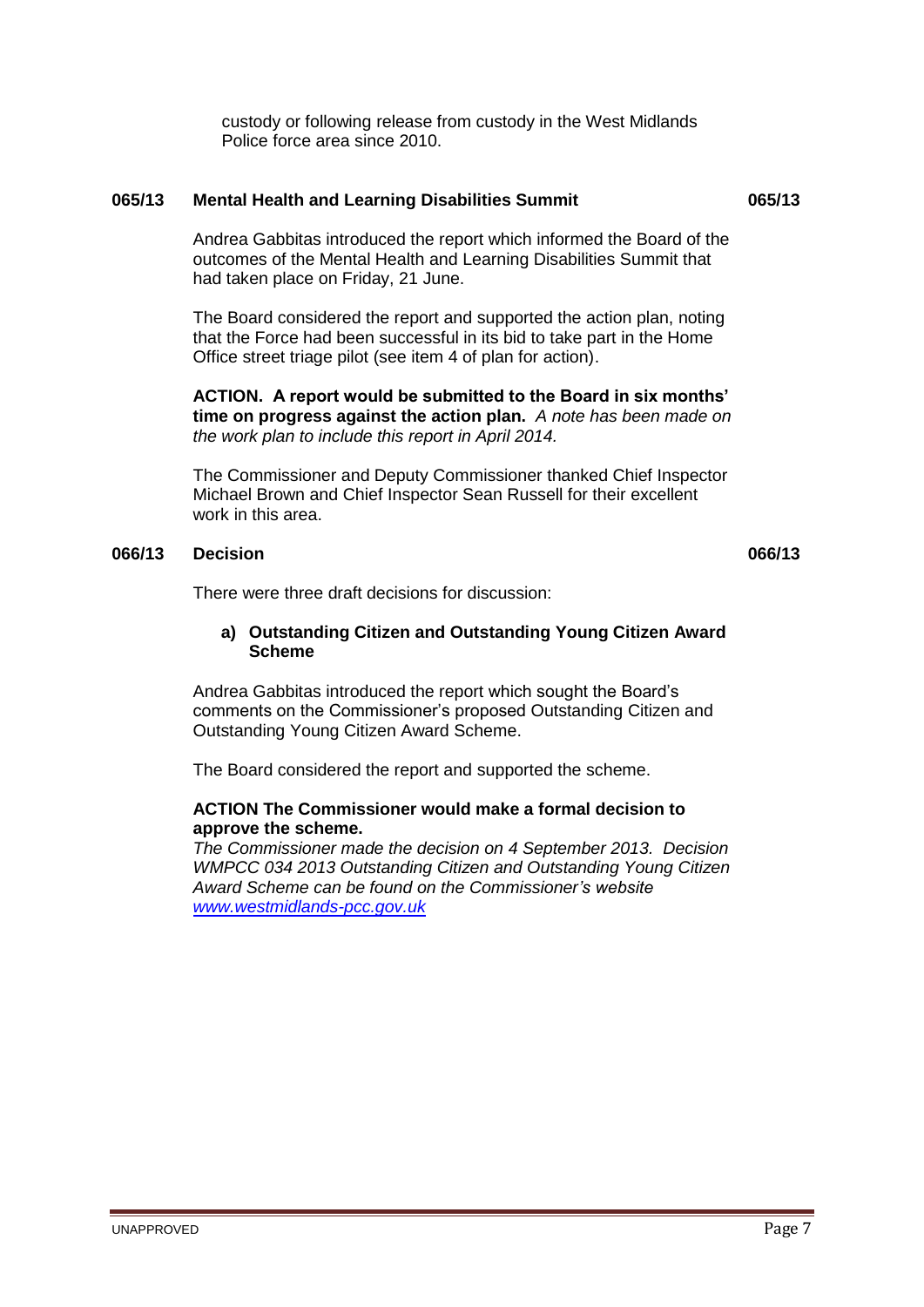custody or following release from custody in the West Midlands Police force area since 2010.

**065/13 Mental Health and Learning Disabilities Summit** **065/13**

Andrea Gabbitas introduced the report which informed the Board of the outcomes of the Mental Health and Learning Disabilities Summit that had taken place on Friday, 21 June.

The Board considered the report and supported the action plan, noting that the Force had been successful in its bid to take part in the Home Office street triage pilot (see item 4 of plan for action).

**ACTION. A report would be submitted to the Board in six months' time on progress against the action plan.** *A note has been made on the work plan to include this report in April 2014.*

The Commissioner and Deputy Commissioner thanked Chief Inspector Michael Brown and Chief Inspector Sean Russell for their excellent work in this area.

**066/13 Decision** **066/13**

There were three draft decisions for discussion:

**a) Outstanding Citizen and Outstanding Young Citizen Award Scheme**

Andrea Gabbitas introduced the report which sought the Board's comments on the Commissioner's proposed Outstanding Citizen and Outstanding Young Citizen Award Scheme.

The Board considered the report and supported the scheme.

**ACTION The Commissioner would make a formal decision to approve the scheme.**
*The Commissioner made the decision on 4 September 2013. Decision WMPCC 034 2013 Outstanding Citizen and Outstanding Young Citizen Award Scheme can be found on the Commissioner's website [www.westmidlands-pcc.gov.uk](www.westmidlands-pcc.gov.uk)*

UNAPPROVED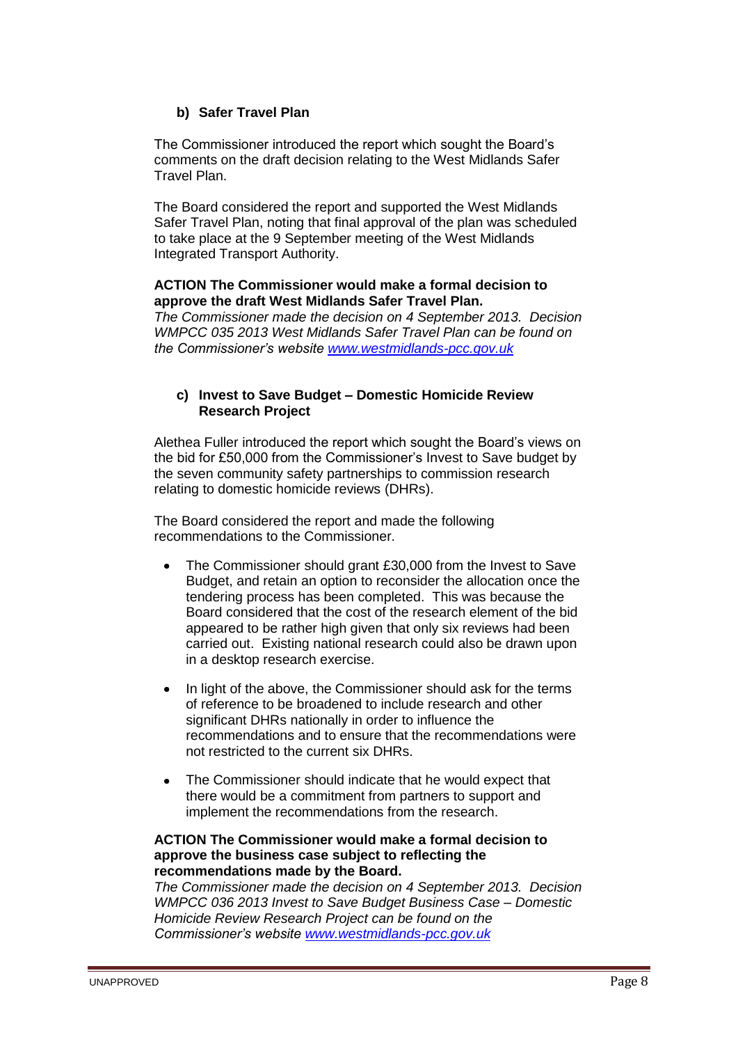**b) Safer Travel Plan**

The Commissioner introduced the report which sought the Board's comments on the draft decision relating to the West Midlands Safer Travel Plan.

The Board considered the report and supported the West Midlands Safer Travel Plan, noting that final approval of the plan was scheduled to take place at the 9 September meeting of the West Midlands Integrated Transport Authority.

**ACTION The Commissioner would make a formal decision to approve the draft West Midlands Safer Travel Plan.**
*The Commissioner made the decision on 4 September 2013. Decision WMPCC 035 2013 West Midlands Safer Travel Plan can be found on the Commissioner's website [www.westmidlands-pcc.gov.uk](www.westmidlands-pcc.gov.uk)*

**c) Invest to Save Budget – Domestic Homicide Review Research Project**

Alethea Fuller introduced the report which sought the Board's views on the bid for £50,000 from the Commissioner's Invest to Save budget by the seven community safety partnerships to commission research relating to domestic homicide reviews (DHRs).

The Board considered the report and made the following recommendations to the Commissioner.

- The Commissioner should grant £30,000 from the Invest to Save Budget, and retain an option to reconsider the allocation once the tendering process has been completed. This was because the Board considered that the cost of the research element of the bid appeared to be rather high given that only six reviews had been carried out. Existing national research could also be drawn upon in a desktop research exercise.
- In light of the above, the Commissioner should ask for the terms of reference to be broadened to include research and other significant DHRs nationally in order to influence the recommendations and to ensure that the recommendations were not restricted to the current six DHRs.
- The Commissioner should indicate that he would expect that there would be a commitment from partners to support and implement the recommendations from the research.

**ACTION The Commissioner would make a formal decision to approve the business case subject to reflecting the recommendations made by the Board.**
*The Commissioner made the decision on 4 September 2013. Decision WMPCC 036 2013 Invest to Save Budget Business Case – Domestic Homicide Review Research Project can be found on the Commissioner's website [www.westmidlands-pcc.gov.uk](www.westmidlands-pcc.gov.uk)*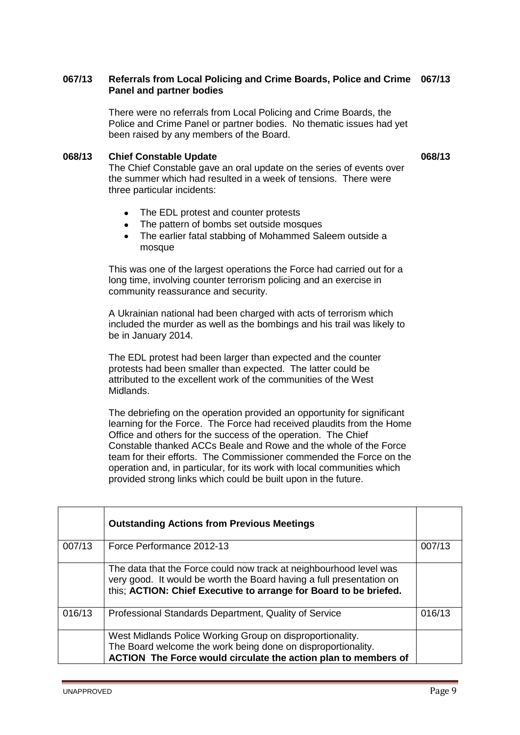## 067/13 Referrals from Local Policing and Crime Boards, Police and Crime Panel and partner bodies 067/13

There were no referrals from Local Policing and Crime Boards, the Police and Crime Panel or partner bodies. No thematic issues had yet been raised by any members of the Board.

## 068/13 Chief Constable Update 068/13

The Chief Constable gave an oral update on the series of events over the summer which had resulted in a week of tensions. There were three particular incidents:

- The EDL protest and counter protests
- The pattern of bombs set outside mosques
- The earlier fatal stabbing of Mohammed Saleem outside a mosque

This was one of the largest operations the Force had carried out for a long time, involving counter terrorism policing and an exercise in community reassurance and security.

A Ukrainian national had been charged with acts of terrorism which included the murder as well as the bombings and his trail was likely to be in January 2014.

The EDL protest had been larger than expected and the counter protests had been smaller than expected. The latter could be attributed to the excellent work of the communities of the West Midlands.

The debriefing on the operation provided an opportunity for significant learning for the Force. The Force had received plaudits from the Home Office and others for the success of the operation. The Chief Constable thanked ACCs Beale and Rowe and the whole of the Force team for their efforts. The Commissioner commended the Force on the operation and, in particular, for its work with local communities which provided strong links which could be built upon in the future.

| | **Outstanding Actions from Previous Meetings** | |
|---|---|---|
| 007/13 | Force Performance 2012-13 | 007/13 |
| | The data that the Force could now track at neighbourhood level was very good. It would be worth the Board having a full presentation on this; **ACTION: Chief Executive to arrange for Board to be briefed.** | |
| 016/13 | Professional Standards Department, Quality of Service | 016/13 |
| | West Midlands Police Working Group on disproportionality. The Board welcome the work being done on disproportionality. **ACTION The Force would circulate the action plan to members of** | |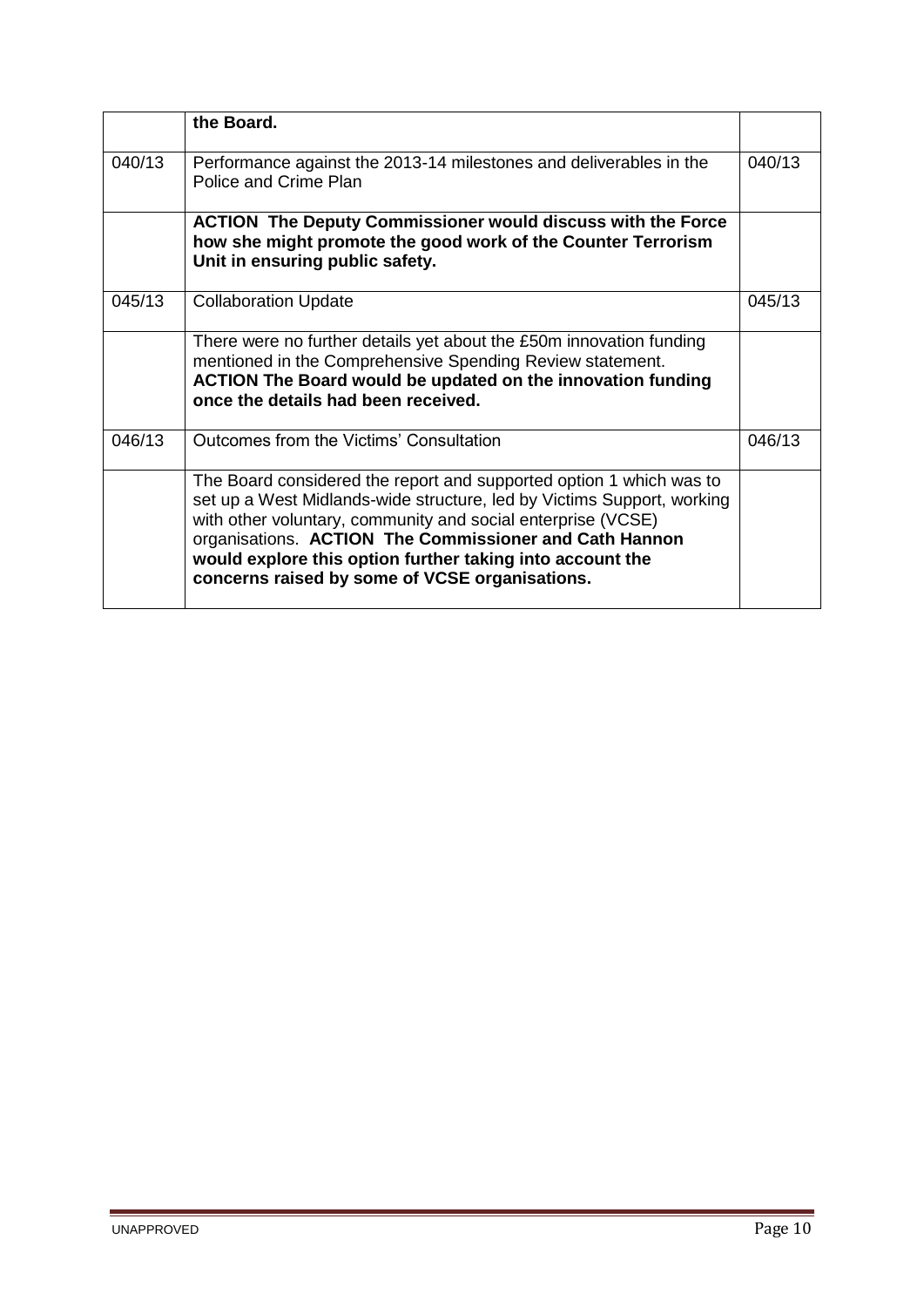| | | |
|---|---|---|
| | **the Board.** | |
| 040/13 | Performance against the 2013-14 milestones and deliverables in the Police and Crime Plan | 040/13 |
| | **ACTION The Deputy Commissioner would discuss with the Force how she might promote the good work of the Counter Terrorism Unit in ensuring public safety.** | |
| 045/13 | Collaboration Update | 045/13 |
| | There were no further details yet about the £50m innovation funding mentioned in the Comprehensive Spending Review statement. **ACTION The Board would be updated on the innovation funding once the details had been received.** | |
| 046/13 | Outcomes from the Victims' Consultation | 046/13 |
| | The Board considered the report and supported option 1 which was to set up a West Midlands-wide structure, led by Victims Support, working with other voluntary, community and social enterprise (VCSE) organisations. **ACTION The Commissioner and Cath Hannon would explore this option further taking into account the concerns raised by some of VCSE organisations.** | |

UNAPPROVED